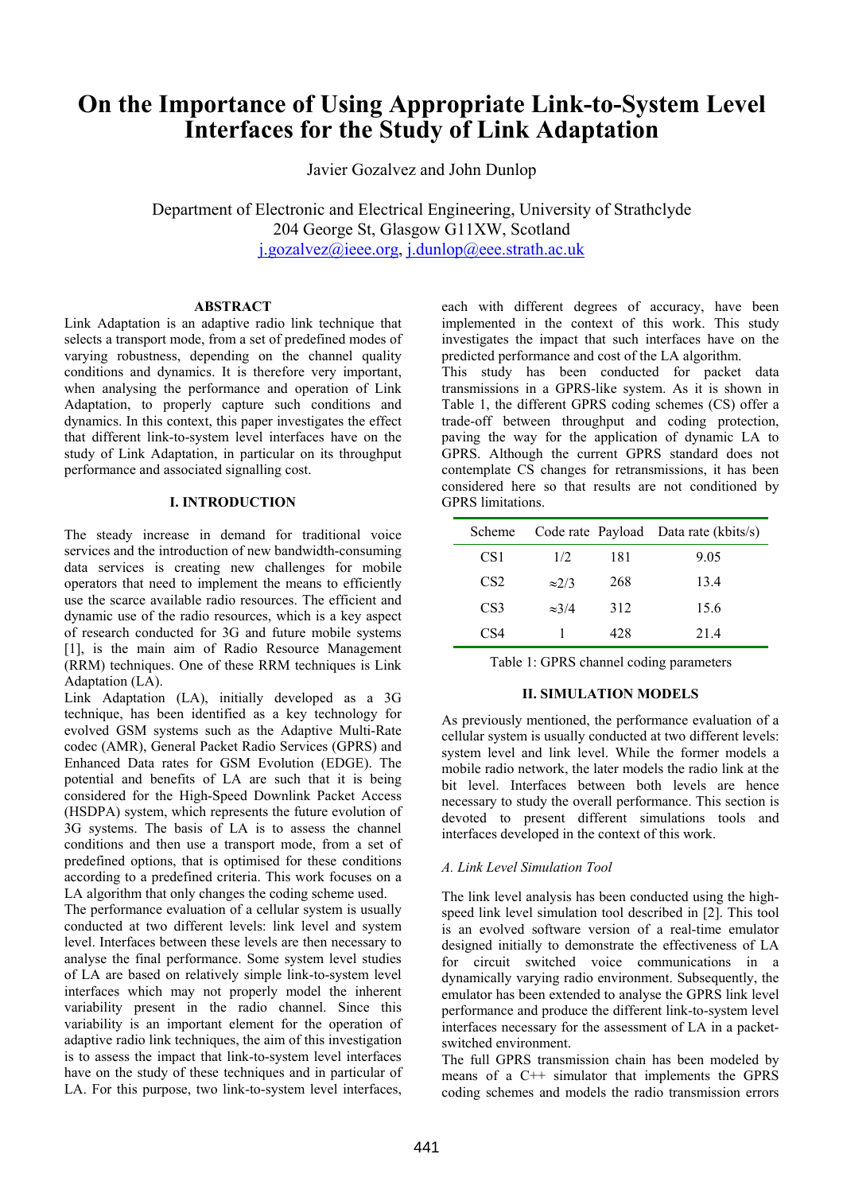# On the Importance of Using Appropriate Link-to-System Level Interfaces for the Study of Link Adaptation

Javier Gozalvez and John Dunlop

Department of Electronic and Electrical Engineering, University of Strathclyde
204 George St, Glasgow G11XW, Scotland
j.gozalvez@ieee.org, j.dunlop@eee.strath.ac.uk

## ABSTRACT

Link Adaptation is an adaptive radio link technique that selects a transport mode, from a set of predefined modes of varying robustness, depending on the channel quality conditions and dynamics. It is therefore very important, when analysing the performance and operation of Link Adaptation, to properly capture such conditions and dynamics. In this context, this paper investigates the effect that different link-to-system level interfaces have on the study of Link Adaptation, in particular on its throughput performance and associated signalling cost.

## I. INTRODUCTION

The steady increase in demand for traditional voice services and the introduction of new bandwidth-consuming data services is creating new challenges for mobile operators that need to implement the means to efficiently use the scarce available radio resources. The efficient and dynamic use of the radio resources, which is a key aspect of research conducted for 3G and future mobile systems [1], is the main aim of Radio Resource Management (RRM) techniques. One of these RRM techniques is Link Adaptation (LA).

Link Adaptation (LA), initially developed as a 3G technique, has been identified as a key technology for evolved GSM systems such as the Adaptive Multi-Rate codec (AMR), General Packet Radio Services (GPRS) and Enhanced Data rates for GSM Evolution (EDGE). The potential and benefits of LA are such that it is being considered for the High-Speed Downlink Packet Access (HSDPA) system, which represents the future evolution of 3G systems. The basis of LA is to assess the channel conditions and then use a transport mode, from a set of predefined options, that is optimised for these conditions according to a predefined criteria. This work focuses on a LA algorithm that only changes the coding scheme used.

The performance evaluation of a cellular system is usually conducted at two different levels: link level and system level. Interfaces between these levels are then necessary to analyse the final performance. Some system level studies of LA are based on relatively simple link-to-system level interfaces which may not properly model the inherent variability present in the radio channel. Since this variability is an important element for the operation of adaptive radio link techniques, the aim of this investigation is to assess the impact that link-to-system level interfaces have on the study of these techniques and in particular of LA. For this purpose, two link-to-system level interfaces, each with different degrees of accuracy, have been implemented in the context of this work. This study investigates the impact that such interfaces have on the predicted performance and cost of the LA algorithm.

This study has been conducted for packet data transmissions in a GPRS-like system. As it is shown in Table 1, the different GPRS coding schemes (CS) offer a trade-off between throughput and coding protection, paving the way for the application of dynamic LA to GPRS. Although the current GPRS standard does not contemplate CS changes for retransmissions, it has been considered here so that results are not conditioned by GPRS limitations.

| Scheme | Code rate | Payload | Data rate (kbits/s) |
|---|---|---|---|
| CS1 | 1/2 | 181 | 9.05 |
| CS2 | ≈2/3 | 268 | 13.4 |
| CS3 | ≈3/4 | 312 | 15.6 |
| CS4 | 1 | 428 | 21.4 |

Table 1: GPRS channel coding parameters

## II. SIMULATION MODELS

As previously mentioned, the performance evaluation of a cellular system is usually conducted at two different levels: system level and link level. While the former models a mobile radio network, the later models the radio link at the bit level. Interfaces between both levels are hence necessary to study the overall performance. This section is devoted to present different simulations tools and interfaces developed in the context of this work.

### *A. Link Level Simulation Tool*

The link level analysis has been conducted using the high-speed link level simulation tool described in [2]. This tool is an evolved software version of a real-time emulator designed initially to demonstrate the effectiveness of LA for circuit switched voice communications in a dynamically varying radio environment. Subsequently, the emulator has been extended to analyse the GPRS link level performance and produce the different link-to-system level interfaces necessary for the assessment of LA in a packet-switched environment.

The full GPRS transmission chain has been modeled by means of a C++ simulator that implements the GPRS coding schemes and models the radio transmission errors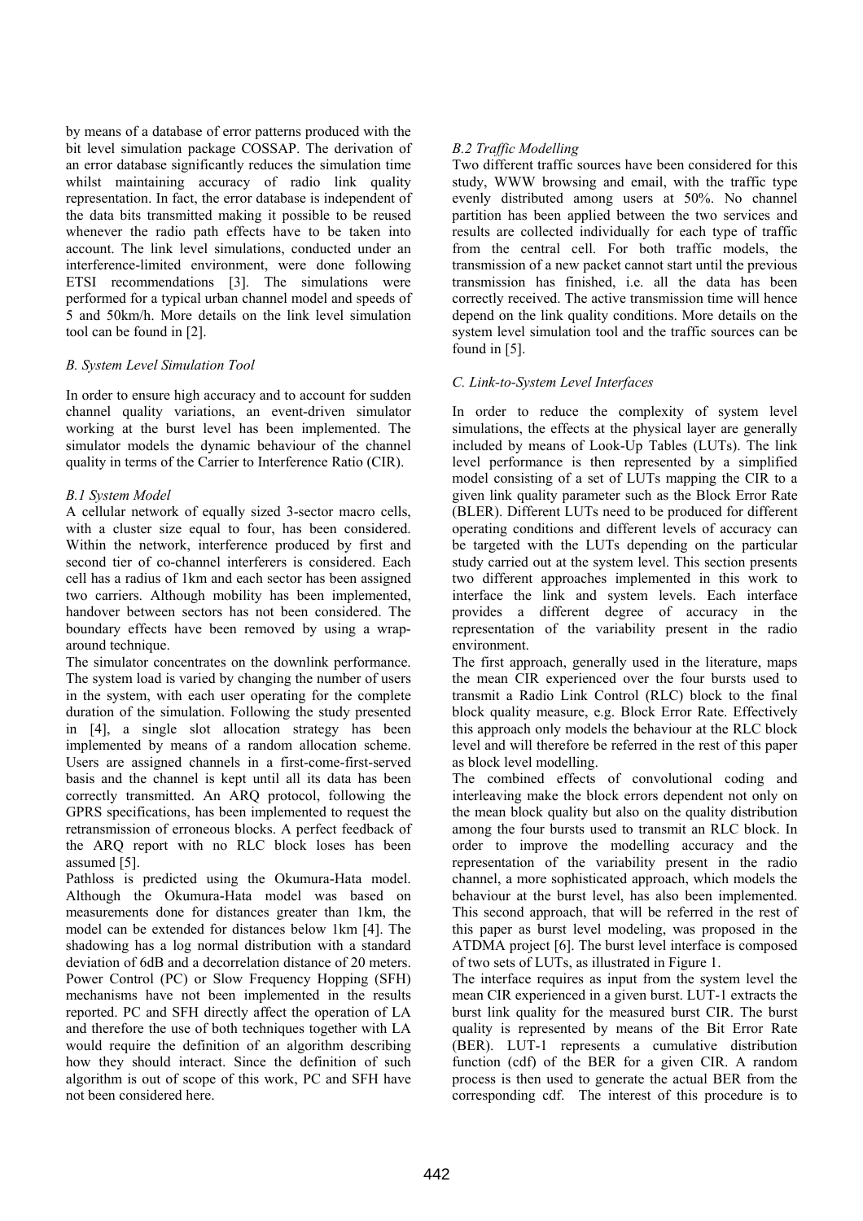by means of a database of error patterns produced with the bit level simulation package COSSAP. The derivation of an error database significantly reduces the simulation time whilst maintaining accuracy of radio link quality representation. In fact, the error database is independent of the data bits transmitted making it possible to be reused whenever the radio path effects have to be taken into account. The link level simulations, conducted under an interference-limited environment, were done following ETSI recommendations [3]. The simulations were performed for a typical urban channel model and speeds of 5 and 50km/h. More details on the link level simulation tool can be found in [2].

### *B. System Level Simulation Tool*

In order to ensure high accuracy and to account for sudden channel quality variations, an event-driven simulator working at the burst level has been implemented. The simulator models the dynamic behaviour of the channel quality in terms of the Carrier to Interference Ratio (CIR).

#### *B.1 System Model*

A cellular network of equally sized 3-sector macro cells, with a cluster size equal to four, has been considered. Within the network, interference produced by first and second tier of co-channel interferers is considered. Each cell has a radius of 1km and each sector has been assigned two carriers. Although mobility has been implemented, handover between sectors has not been considered. The boundary effects have been removed by using a wrap-around technique.

The simulator concentrates on the downlink performance. The system load is varied by changing the number of users in the system, with each user operating for the complete duration of the simulation. Following the study presented in [4], a single slot allocation strategy has been implemented by means of a random allocation scheme. Users are assigned channels in a first-come-first-served basis and the channel is kept until all its data has been correctly transmitted. An ARQ protocol, following the GPRS specifications, has been implemented to request the retransmission of erroneous blocks. A perfect feedback of the ARQ report with no RLC block loses has been assumed [5].

Pathloss is predicted using the Okumura-Hata model. Although the Okumura-Hata model was based on measurements done for distances greater than 1km, the model can be extended for distances below 1km [4]. The shadowing has a log normal distribution with a standard deviation of 6dB and a decorrelation distance of 20 meters. Power Control (PC) or Slow Frequency Hopping (SFH) mechanisms have not been implemented in the results reported. PC and SFH directly affect the operation of LA and therefore the use of both techniques together with LA would require the definition of an algorithm describing how they should interact. Since the definition of such algorithm is out of scope of this work, PC and SFH have not been considered here.

#### *B.2 Traffic Modelling*

Two different traffic sources have been considered for this study, WWW browsing and email, with the traffic type evenly distributed among users at 50%. No channel partition has been applied between the two services and results are collected individually for each type of traffic from the central cell. For both traffic models, the transmission of a new packet cannot start until the previous transmission has finished, i.e. all the data has been correctly received. The active transmission time will hence depend on the link quality conditions. More details on the system level simulation tool and the traffic sources can be found in [5].

### *C. Link-to-System Level Interfaces*

In order to reduce the complexity of system level simulations, the effects at the physical layer are generally included by means of Look-Up Tables (LUTs). The link level performance is then represented by a simplified model consisting of a set of LUTs mapping the CIR to a given link quality parameter such as the Block Error Rate (BLER). Different LUTs need to be produced for different operating conditions and different levels of accuracy can be targeted with the LUTs depending on the particular study carried out at the system level. This section presents two different approaches implemented in this work to interface the link and system levels. Each interface provides a different degree of accuracy in the representation of the variability present in the radio environment.

The first approach, generally used in the literature, maps the mean CIR experienced over the four bursts used to transmit a Radio Link Control (RLC) block to the final block quality measure, e.g. Block Error Rate. Effectively this approach only models the behaviour at the RLC block level and will therefore be referred in the rest of this paper as block level modelling.

The combined effects of convolutional coding and interleaving make the block errors dependent not only on the mean block quality but also on the quality distribution among the four bursts used to transmit an RLC block. In order to improve the modelling accuracy and the representation of the variability present in the radio channel, a more sophisticated approach, which models the behaviour at the burst level, has also been implemented. This second approach, that will be referred in the rest of this paper as burst level modeling, was proposed in the ATDMA project [6]. The burst level interface is composed of two sets of LUTs, as illustrated in Figure 1.

The interface requires as input from the system level the mean CIR experienced in a given burst. LUT-1 extracts the burst link quality for the measured burst CIR. The burst quality is represented by means of the Bit Error Rate (BER). LUT-1 represents a cumulative distribution function (cdf) of the BER for a given CIR. A random process is then used to generate the actual BER from the corresponding cdf. The interest of this procedure is to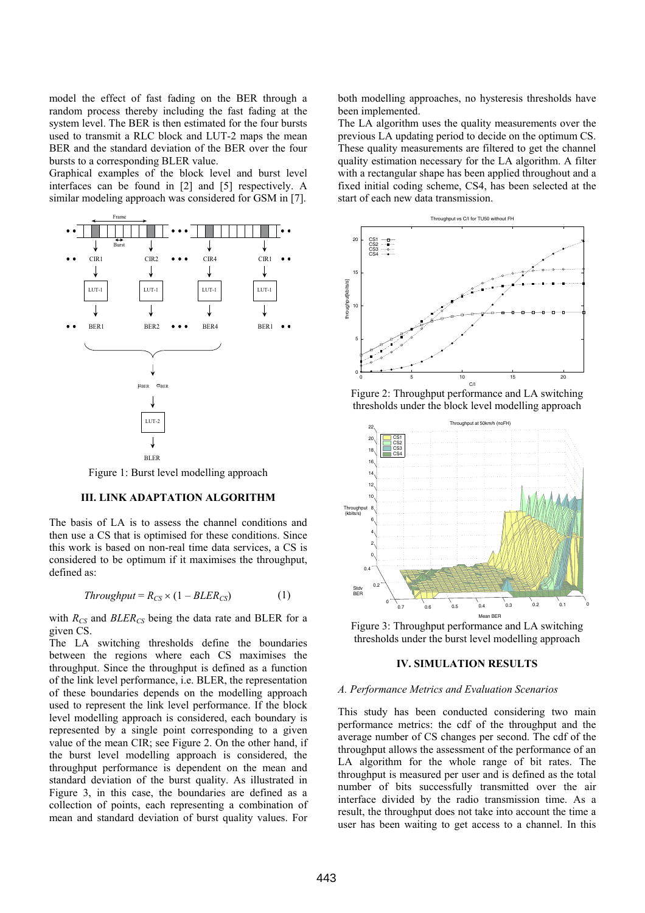model the effect of fast fading on the BER through a random process thereby including the fast fading at the system level. The BER is then estimated for the four bursts used to transmit a RLC block and LUT-2 maps the mean BER and the standard deviation of the BER over the four bursts to a corresponding BLER value.

Graphical examples of the block level and burst level interfaces can be found in [2] and [5] respectively. A similar modeling approach was considered for GSM in [7].

Figure 1: Burst level modelling approach

## III. LINK ADAPTATION ALGORITHM

The basis of LA is to assess the channel conditions and then use a CS that is optimised for these conditions. Since this work is based on non-real time data services, a CS is considered to be optimum if it maximises the throughput, defined as:

$$Throughput = R_{CS} \times (1 - BLER_{CS}) \tag{1}$$

with $R_{CS}$ and $BLER_{CS}$ being the data rate and BLER for a given CS.

The LA switching thresholds define the boundaries between the regions where each CS maximises the throughput. Since the throughput is defined as a function of the link level performance, i.e. BLER, the representation of these boundaries depends on the modelling approach used to represent the link level performance. If the block level modelling approach is considered, each boundary is represented by a single point corresponding to a given value of the mean CIR; see Figure 2. On the other hand, if the burst level modelling approach is considered, the throughput performance is dependent on the mean and standard deviation of the burst quality. As illustrated in Figure 3, in this case, the boundaries are defined as a collection of points, each representing a combination of mean and standard deviation of burst quality values. For both modelling approaches, no hysteresis thresholds have been implemented.

The LA algorithm uses the quality measurements over the previous LA updating period to decide on the optimum CS. These quality measurements are filtered to get the channel quality estimation necessary for the LA algorithm. A filter with a rectangular shape has been applied throughout and a fixed initial coding scheme, CS4, has been selected at the start of each new data transmission.

Figure 2: Throughput performance and LA switching thresholds under the block level modelling approach

Figure 3: Throughput performance and LA switching thresholds under the burst level modelling approach

## IV. SIMULATION RESULTS

### *A. Performance Metrics and Evaluation Scenarios*

This study has been conducted considering two main performance metrics: the cdf of the throughput and the average number of CS changes per second. The cdf of the throughput allows the assessment of the performance of an LA algorithm for the whole range of bit rates. The throughput is measured per user and is defined as the total number of bits successfully transmitted over the air interface divided by the radio transmission time. As a result, the throughput does not take into account the time a user has been waiting to get access to a channel. In this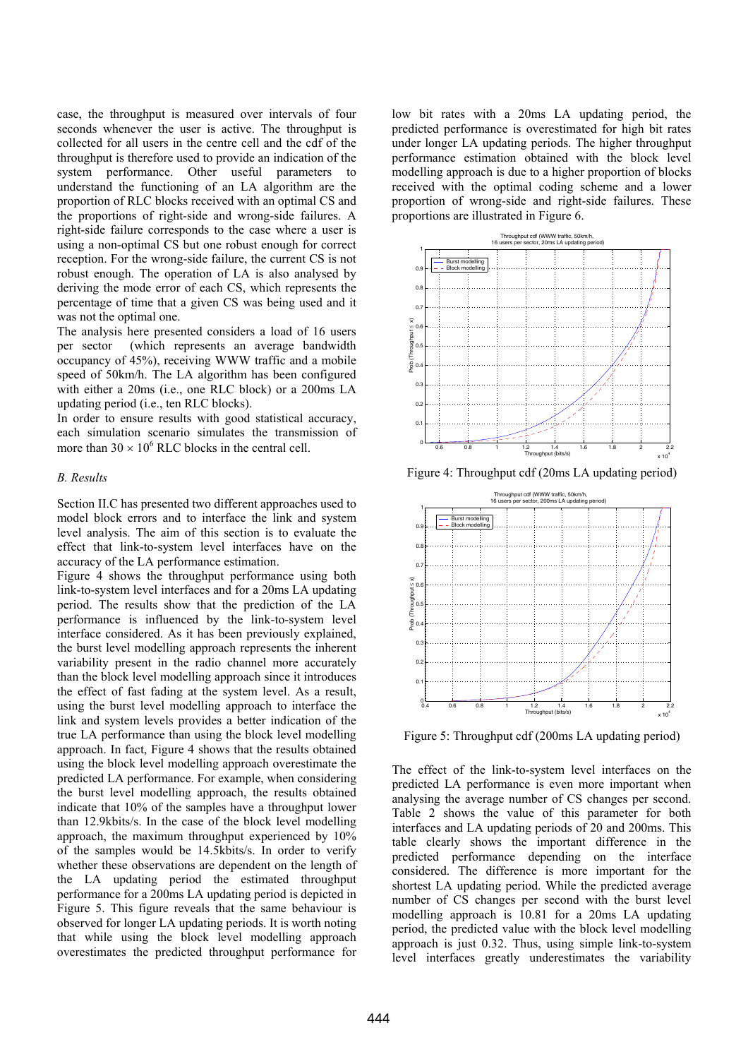case, the throughput is measured over intervals of four seconds whenever the user is active. The throughput is collected for all users in the centre cell and the cdf of the throughput is therefore used to provide an indication of the system performance. Other useful parameters to understand the functioning of an LA algorithm are the proportion of RLC blocks received with an optimal CS and the proportions of right-side and wrong-side failures. A right-side failure corresponds to the case where a user is using a non-optimal CS but one robust enough for correct reception. For the wrong-side failure, the current CS is not robust enough. The operation of LA is also analysed by deriving the mode error of each CS, which represents the percentage of time that a given CS was being used and it was not the optimal one.

The analysis here presented considers a load of 16 users per sector (which represents an average bandwidth occupancy of 45%), receiving WWW traffic and a mobile speed of 50km/h. The LA algorithm has been configured with either a 20ms (i.e., one RLC block) or a 200ms LA updating period (i.e., ten RLC blocks).

In order to ensure results with good statistical accuracy, each simulation scenario simulates the transmission of more than $30 \times 10^6$ RLC blocks in the central cell.

### *B. Results*

Section II.C has presented two different approaches used to model block errors and to interface the link and system level analysis. The aim of this section is to evaluate the effect that link-to-system level interfaces have on the accuracy of the LA performance estimation.

Figure 4 shows the throughput performance using both link-to-system level interfaces and for a 20ms LA updating period. The results show that the prediction of the LA performance is influenced by the link-to-system level interface considered. As it has been previously explained, the burst level modelling approach represents the inherent variability present in the radio channel more accurately than the block level modelling approach since it introduces the effect of fast fading at the system level. As a result, using the burst level modelling approach to interface the link and system levels provides a better indication of the true LA performance than using the block level modelling approach. In fact, Figure 4 shows that the results obtained using the block level modelling approach overestimate the predicted LA performance. For example, when considering the burst level modelling approach, the results obtained indicate that 10% of the samples have a throughput lower than 12.9kbits/s. In the case of the block level modelling approach, the maximum throughput experienced by 10% of the samples would be 14.5kbits/s. In order to verify whether these observations are dependent on the length of the LA updating period the estimated throughput performance for a 200ms LA updating period is depicted in Figure 5. This figure reveals that the same behaviour is observed for longer LA updating periods. It is worth noting that while using the block level modelling approach overestimates the predicted throughput performance for low bit rates with a 20ms LA updating period, the predicted performance is overestimated for high bit rates under longer LA updating periods. The higher throughput performance estimation obtained with the block level modelling approach is due to a higher proportion of blocks received with the optimal coding scheme and a lower proportion of wrong-side and right-side failures. These proportions are illustrated in Figure 6.

Figure 4: Throughput cdf (20ms LA updating period)

Figure 5: Throughput cdf (200ms LA updating period)

The effect of the link-to-system level interfaces on the predicted LA performance is even more important when analysing the average number of CS changes per second. Table 2 shows the value of this parameter for both interfaces and LA updating periods of 20 and 200ms. This table clearly shows the important difference in the predicted performance depending on the interface considered. The difference is more important for the shortest LA updating period. While the predicted average number of CS changes per second with the burst level modelling approach is 10.81 for a 20ms LA updating period, the predicted value with the block level modelling approach is just 0.32. Thus, using simple link-to-system level interfaces greatly underestimates the variability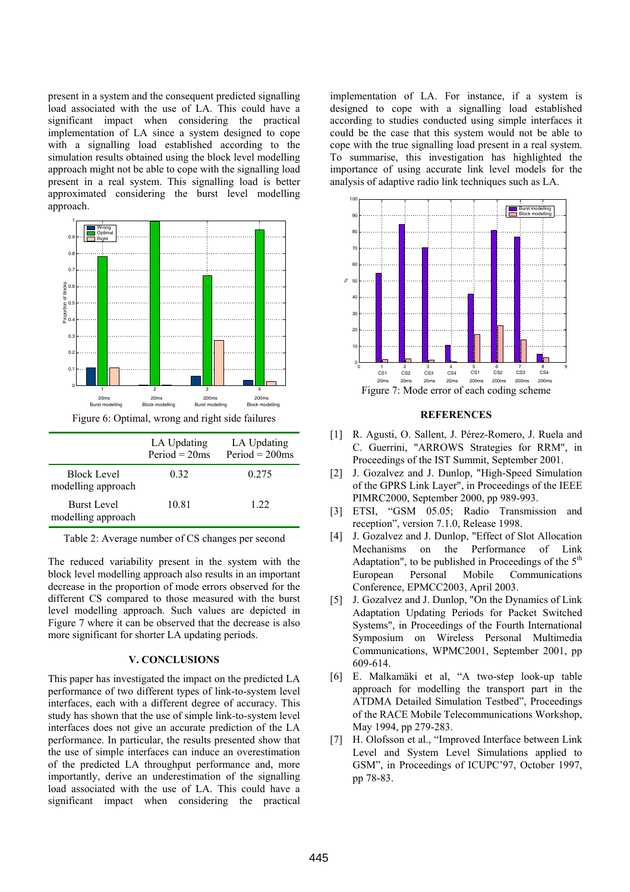present in a system and the consequent predicted signalling load associated with the use of LA. This could have a significant impact when considering the practical implementation of LA since a system designed to cope with a signalling load established according to the simulation results obtained using the block level modelling approach might not be able to cope with the signalling load present in a real system. This signalling load is better approximated considering the burst level modelling approach.

Wrong
Optimal
Right
Proportion of blocks
0 0.1 0.2 0.3 0.4 0.5 0.6 0.7 0.8 0.9 1
1 2 3 4
20ms Burst modelling
20ms Block modelling
200ms Burst modelling
200ms Block modelling

Figure 6: Optimal, wrong and right side failures

| | LA Updating Period = 20ms | LA Updating Period = 200ms |
|---|---|---|
| Block Level modelling approach | 0.32 | 0.275 |
| Burst Level modelling approach | 10.81 | 1.22 |

Table 2: Average number of CS changes per second

The reduced variability present in the system with the block level modelling approach also results in an important decrease in the proportion of mode errors observed for the different CS compared to those measured with the burst level modelling approach. Such values are depicted in Figure 7 where it can be observed that the decrease is also more significant for shorter LA updating periods.

## V. CONCLUSIONS

This paper has investigated the impact on the predicted LA performance of two different types of link-to-system level interfaces, each with a different degree of accuracy. This study has shown that the use of simple link-to-system level interfaces does not give an accurate prediction of the LA performance. In particular, the results presented show that the use of simple interfaces can induce an overestimation of the predicted LA throughput performance and, more importantly, derive an underestimation of the signalling load associated with the use of LA. This could have a significant impact when considering the practical implementation of LA. For instance, if a system is designed to cope with a signalling load established according to studies conducted using simple interfaces it could be the case that this system would not be able to cope with the true signalling load present in a real system. To summarise, this investigation has highlighted the importance of using accurate link level models for the analysis of adaptive radio link techniques such as LA.

Burst modelling
Block modelling
%
0 10 20 30 40 50 60 70 80 90 100
0 1 2 3 4 5 6 7 8 9
CS1 20ms
CS2 20ms
CS3 20ms
CS4 20ms
CS1 200ms
CS2 200ms
CS3 200ms
CS4 200ms

Figure 7: Mode error of each coding scheme

## REFERENCES

[1] R. Agusti, O. Sallent, J. Pérez-Romero, J. Ruela and C. Guerrini, "ARROWS Strategies for RRM", in Proceedings of the IST Summit, September 2001.

[2] J. Gozalvez and J. Dunlop, "High-Speed Simulation of the GPRS Link Layer", in Proceedings of the IEEE PIMRC2000, September 2000, pp 989-993.

[3] ETSI, "GSM 05.05; Radio Transmission and reception", version 7.1.0, Release 1998.

[4] J. Gozalvez and J. Dunlop, "Effect of Slot Allocation Mechanisms on the Performance of Link Adaptation", to be published in Proceedings of the 5th European Personal Mobile Communications Conference, EPMCC2003, April 2003.

[5] J. Gozalvez and J. Dunlop, "On the Dynamics of Link Adaptation Updating Periods for Packet Switched Systems", in Proceedings of the Fourth International Symposium on Wireless Personal Multimedia Communications, WPMC2001, September 2001, pp 609-614.

[6] E. Malkamäki et al, "A two-step look-up table approach for modelling the transport part in the ATDMA Detailed Simulation Testbed", Proceedings of the RACE Mobile Telecommunications Workshop, May 1994, pp 279-283.

[7] H. Olofsson et al., "Improved Interface between Link Level and System Level Simulations applied to GSM", in Proceedings of ICUPC'97, October 1997, pp 78-83.